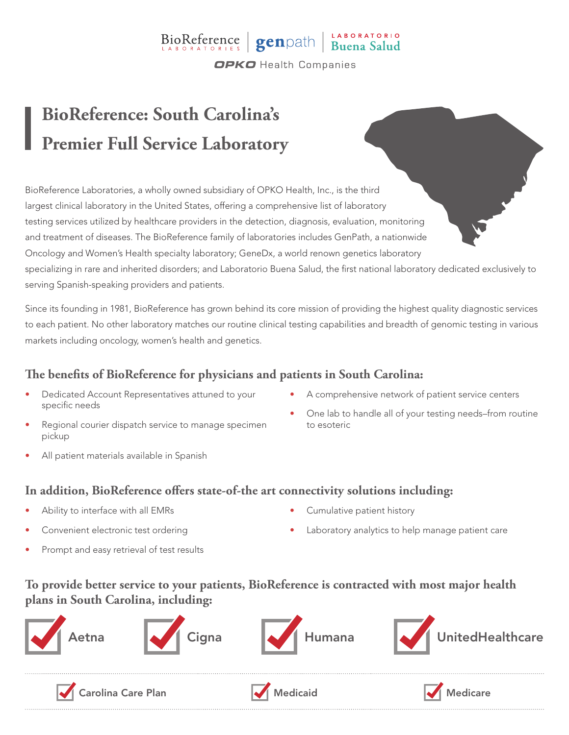BioReference LABORATORIES | genpath | LABORATORIO Buena Salud

OPKO Health Companies

# BioReference: South Carolina's Premier Full Service Laboratory

BioReference Laboratories, a wholly owned subsidiary of OPKO Health, Inc., is the third largest clinical laboratory in the United States, offering a comprehensive list of laboratory testing services utilized by healthcare providers in the detection, diagnosis, evaluation, monitoring and treatment of diseases. The BioReference family of laboratories includes GenPath, a nationwide Oncology and Women's Health specialty laboratory; GeneDx, a world renown genetics laboratory specializing in rare and inherited disorders; and Laboratorio Buena Salud, the first national laboratory dedicated exclusively to serving Spanish-speaking providers and patients.

Since its founding in 1981, BioReference has grown behind its core mission of providing the highest quality diagnostic services to each patient. No other laboratory matches our routine clinical testing capabilities and breadth of genomic testing in various markets including oncology, women's health and genetics.

## The benefits of BioReference for physicians and patients in South Carolina:

- Dedicated Account Representatives attuned to your specific needs
- Regional courier dispatch service to manage specimen pickup
- All patient materials available in Spanish
- A comprehensive network of patient service centers
- One lab to handle all of your testing needs–from routine to esoteric

## In addition, BioReference offers state-of-the art connectivity solutions including:

- Ability to interface with all EMRs
- Convenient electronic test ordering
- Prompt and easy retrieval of test results
- Cumulative patient history
- Laboratory analytics to help manage patient care

## To provide better service to your patients, BioReference is contracted with most major health plans in South Carolina, including:

- ✔ Aetna
- ✔ Cigna
- ✔ Humana
- ✔ UnitedHealthcare
- ✔ Carolina Care Plan
- ✔ Medicaid
- ✔ Medicare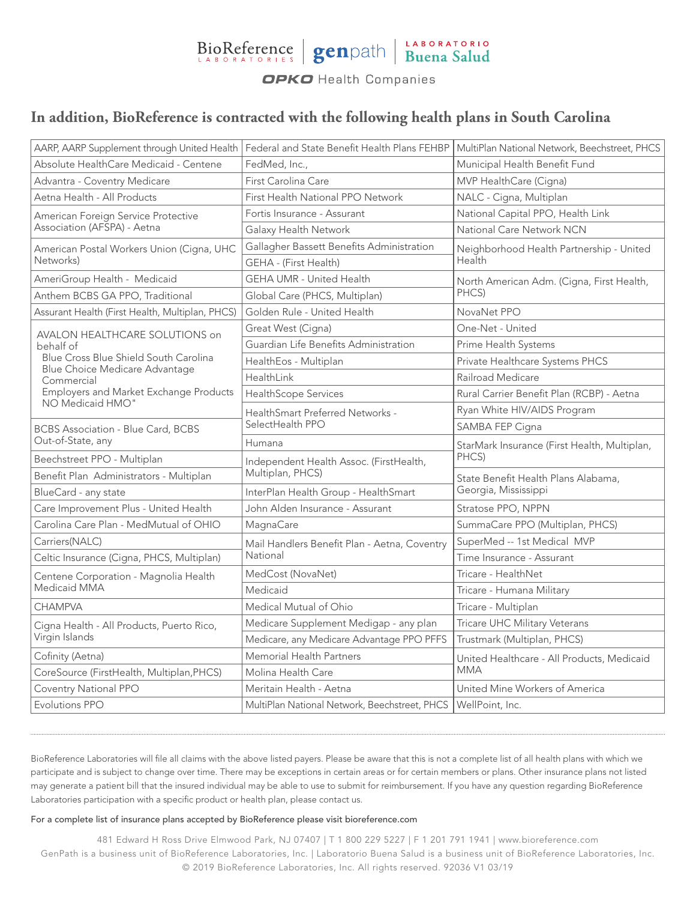BioReference LABORATORIES | genpath | LABORATORIO Buena Salud

OPKO Health Companies

## In addition, BioReference is contracted with the following health plans in South Carolina

| | | |
|---|---|---|
| AARP, AARP Supplement through United Health | Federal and State Benefit Health Plans FEHBP | MultiPlan National Network, Beechstreet, PHCS |
| Absolute HealthCare Medicaid - Centene | FedMed, Inc., | Municipal Health Benefit Fund |
| Advantra - Coventry Medicare | First Carolina Care | MVP HealthCare (Cigna) |
| Aetna Health - All Products | First Health National PPO Network | NALC - Cigna, Multiplan |
| American Foreign Service Protective Association (AFSPA) - Aetna | Fortis Insurance - Assurant | National Capital PPO, Health Link |
| | Galaxy Health Network | National Care Network NCN |
| American Postal Workers Union (Cigna, UHC Networks) | Gallagher Bassett Benefits Administration | Neighborhood Health Partnership - United Health |
| | GEHA - (First Health) | |
| AmeriGroup Health - Medicaid | GEHA UMR - United Health | North American Adm. (Cigna, First Health, PHCS) |
| Anthem BCBS GA PPO, Traditional | Global Care (PHCS, Multiplan) | |
| Assurant Health (First Health, Multiplan, PHCS) | Golden Rule - United Health | NovaNet PPO |
| AVALON HEALTHCARE SOLUTIONS on behalf of Blue Cross Blue Shield South Carolina Blue Choice Medicare Advantage Commercial Employers and Market Exchange Products NO Medicaid HMO" | Great West (Cigna) | One-Net - United |
| | Guardian Life Benefits Administration | Prime Health Systems |
| | HealthEos - Multiplan | Private Healthcare Systems PHCS |
| | HealthLink | Railroad Medicare |
| | HealthScope Services | Rural Carrier Benefit Plan (RCBP) - Aetna |
| BCBS Association - Blue Card, BCBS Out-of-State, any | HealthSmart Preferred Networks - SelectHealth PPO | Ryan White HIV/AIDS Program |
| | | SAMBA FEP Cigna |
| | Humana | StarMark Insurance (First Health, Multiplan, PHCS) |
| Beechstreet PPO - Multiplan | Independent Health Assoc. (FirstHealth, Multiplan, PHCS) | |
| Benefit Plan Administrators - Multiplan | | State Benefit Health Plans Alabama, Georgia, Mississippi |
| BlueCard - any state | InterPlan Health Group - HealthSmart | |
| Care Improvement Plus - United Health | John Alden Insurance - Assurant | Stratose PPO, NPPN |
| Carolina Care Plan - MedMutual of OHIO | MagnaCare | SummaCare PPO (Multiplan, PHCS) |
| Carriers(NALC) | Mail Handlers Benefit Plan - Aetna, Coventry National | SuperMed -- 1st Medical MVP |
| Celtic Insurance (Cigna, PHCS, Multiplan) | | Time Insurance - Assurant |
| Centene Corporation - Magnolia Health Medicaid MMA | MedCost (NovaNet) | Tricare - HealthNet |
| | Medicaid | Tricare - Humana Military |
| CHAMPVA | Medical Mutual of Ohio | Tricare - Multiplan |
| Cigna Health - All Products, Puerto Rico, Virgin Islands | Medicare Supplement Medigap - any plan | Tricare UHC Military Veterans |
| | Medicare, any Medicare Advantage PPO PFFS | Trustmark (Multiplan, PHCS) |
| Cofinity (Aetna) | Memorial Health Partners | United Healthcare - All Products, Medicaid MMA |
| CoreSource (FirstHealth, Multiplan,PHCS) | Molina Health Care | |
| Coventry National PPO | Meritain Health - Aetna | United Mine Workers of America |
| Evolutions PPO | MultiPlan National Network, Beechstreet, PHCS | WellPoint, Inc. |

BioReference Laboratories will file all claims with the above listed payers. Please be aware that this is not a complete list of all health plans with which we participate and is subject to change over time. There may be exceptions in certain areas or for certain members or plans. Other insurance plans not listed may generate a patient bill that the insured individual may be able to use to submit for reimbursement. If you have any question regarding BioReference Laboratories participation with a specific product or health plan, please contact us.

For a complete list of insurance plans accepted by BioReference please visit bioreference.com

481 Edward H Ross Drive Elmwood Park, NJ 07407 | T 1 800 229 5227 | F 1 201 791 1941 | www.bioreference.com
GenPath is a business unit of BioReference Laboratories, Inc. | Laboratorio Buena Salud is a business unit of BioReference Laboratories, Inc.
© 2019 BioReference Laboratories, Inc. All rights reserved. 92036 V1 03/19